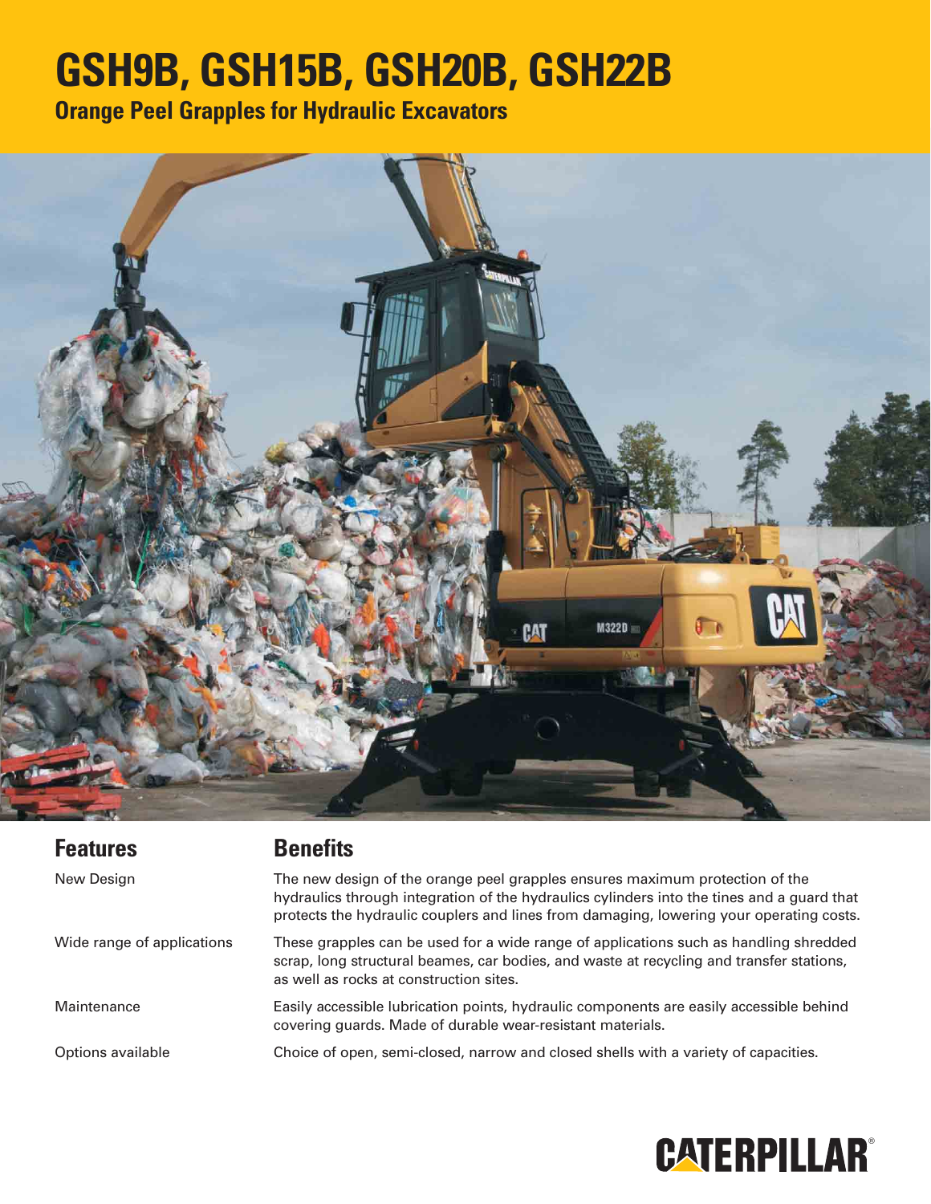# GSH9B, GSH15B, GSH20B, GSH22B

## Orange Peel Grapples for Hydraulic Excavators

| Features | Benefits |
| --- | --- |
| New Design | The new design of the orange peel grapples ensures maximum protection of the hydraulics through integration of the hydraulics cylinders into the tines and a guard that protects the hydraulic couplers and lines from damaging, lowering your operating costs. |
| Wide range of applications | These grapples can be used for a wide range of applications such as handling shredded scrap, long structural beames, car bodies, and waste at recycling and transfer stations, as well as rocks at construction sites. |
| Maintenance | Easily accessible lubrication points, hydraulic components are easily accessible behind covering guards. Made of durable wear-resistant materials. |
| Options available | Choice of open, semi-closed, narrow and closed shells with a variety of capacities. |

CATERPILLAR®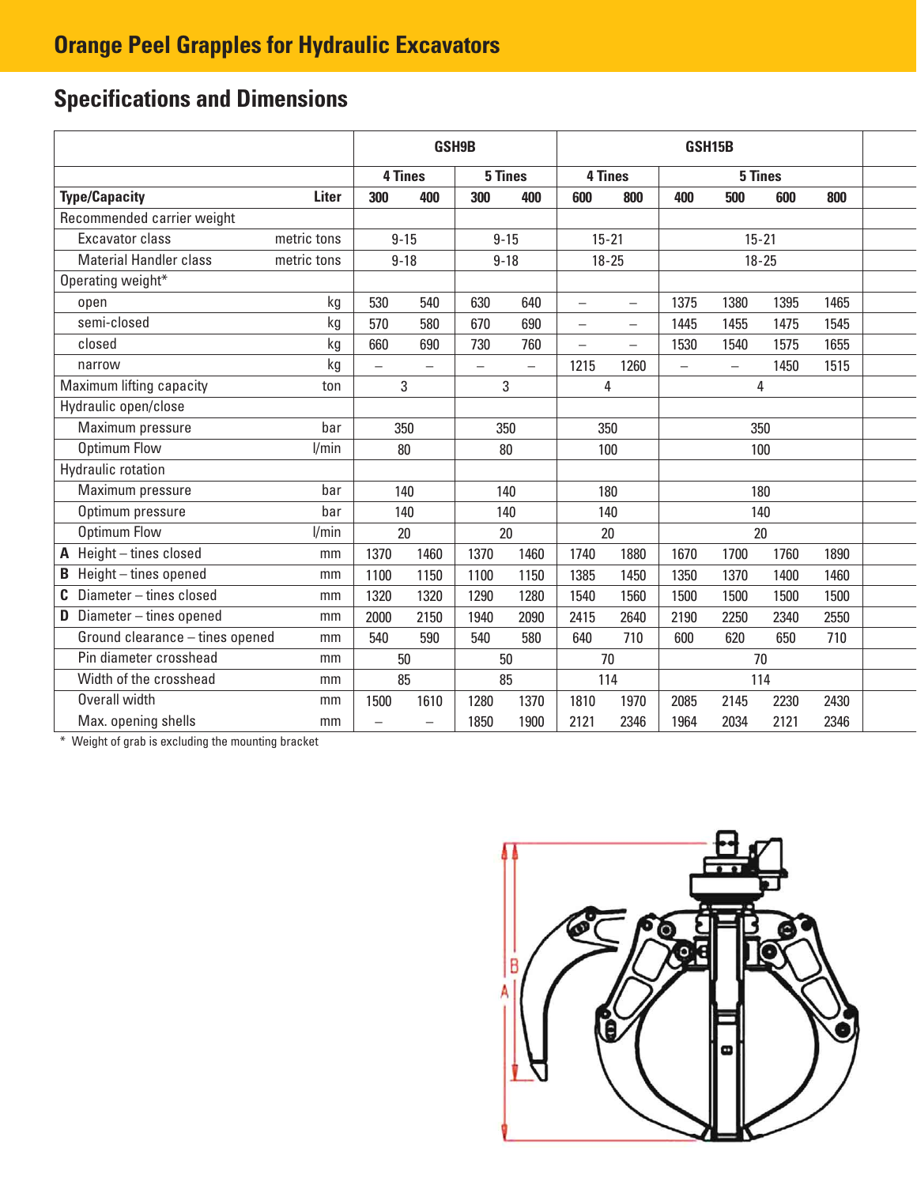## Orange Peel Grapples for Hydraulic Excavators

## Specifications and Dimensions

| | | GSH9B | | | | GSH15B | | | | | |
|---|---|---|---|---|---|---|---|---|---|---|---|
| | | 4 Tines | | 5 Tines | | 4 Tines | | 5 Tines | | | |
| **Type/Capacity** | **Liter** | **300** | **400** | **300** | **400** | **600** | **800** | **400** | **500** | **600** | **800** |
| Recommended carrier weight | | | | | | | | | | | |
| Excavator class | metric tons | 9-15 | | 9-15 | | 15-21 | | 15-21 | | | |
| Material Handler class | metric tons | 9-18 | | 9-18 | | 18-25 | | 18-25 | | | |
| Operating weight* | | | | | | | | | | | |
| open | kg | 530 | 540 | 630 | 640 | – | – | 1375 | 1380 | 1395 | 1465 |
| semi-closed | kg | 570 | 580 | 670 | 690 | – | – | 1445 | 1455 | 1475 | 1545 |
| closed | kg | 660 | 690 | 730 | 760 | – | – | 1530 | 1540 | 1575 | 1655 |
| narrow | kg | – | – | – | – | 1215 | 1260 | – | – | 1450 | 1515 |
| Maximum lifting capacity | ton | 3 | | 3 | | 4 | | 4 | | | |
| Hydraulic open/close | | | | | | | | | | | |
| Maximum pressure | bar | 350 | | 350 | | 350 | | 350 | | | |
| Optimum Flow | l/min | 80 | | 80 | | 100 | | 100 | | | |
| Hydraulic rotation | | | | | | | | | | | |
| Maximum pressure | bar | 140 | | 140 | | 180 | | 180 | | | |
| Optimum pressure | bar | 140 | | 140 | | 140 | | 140 | | | |
| Optimum Flow | l/min | 20 | | 20 | | 20 | | 20 | | | |
| **A** Height – tines closed | mm | 1370 | 1460 | 1370 | 1460 | 1740 | 1880 | 1670 | 1700 | 1760 | 1890 |
| **B** Height – tines opened | mm | 1100 | 1150 | 1100 | 1150 | 1385 | 1450 | 1350 | 1370 | 1400 | 1460 |
| **C** Diameter – tines closed | mm | 1320 | 1320 | 1290 | 1280 | 1540 | 1560 | 1500 | 1500 | 1500 | 1500 |
| **D** Diameter – tines opened | mm | 2000 | 2150 | 1940 | 2090 | 2415 | 2640 | 2190 | 2250 | 2340 | 2550 |
| Ground clearance – tines opened | mm | 540 | 590 | 540 | 580 | 640 | 710 | 600 | 620 | 650 | 710 |
| Pin diameter crosshead | mm | 50 | | 50 | | 70 | | 70 | | | |
| Width of the crosshead | mm | 85 | | 85 | | 114 | | 114 | | | |
| Overall width | mm | 1500 | 1610 | 1280 | 1370 | 1810 | 1970 | 2085 | 2145 | 2230 | 2430 |
| Max. opening shells | mm | – | – | 1850 | 1900 | 2121 | 2346 | 1964 | 2034 | 2121 | 2346 |

\* Weight of grab is excluding the mounting bracket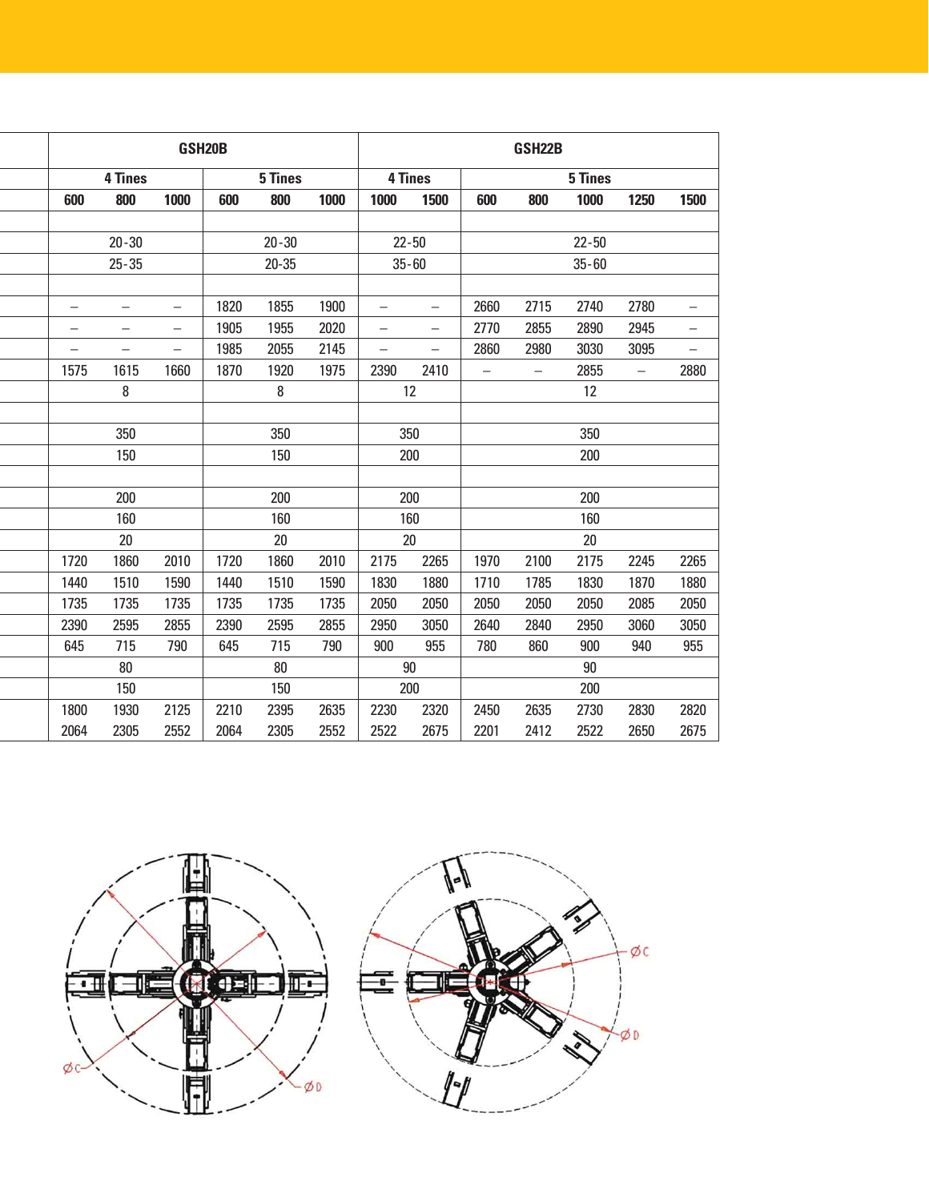| | GSH20B | | | | | | GSH22B | | | | | | |
|---|---|---|---|---|---|---|---|---|---|---|---|---|---|
| | 4 Tines | | | 5 Tines | | | 4 Tines | | 5 Tines | | | | |
| | 600 | 800 | 1000 | 600 | 800 | 1000 | 1000 | 1500 | 600 | 800 | 1000 | 1250 | 1500 |
| | | | | | | | | | | | | | |
| | 20-30 | | | 20-30 | | | 22-50 | | 22-50 | | | | |
| | 25-35 | | | 20-35 | | | 35-60 | | 35-60 | | | | |
| | | | | | | | | | | | | | |
| | – | – | – | 1820 | 1855 | 1900 | – | – | 2660 | 2715 | 2740 | 2780 | – |
| | – | – | – | 1905 | 1955 | 2020 | – | – | 2770 | 2855 | 2890 | 2945 | – |
| | – | – | – | 1985 | 2055 | 2145 | – | – | 2860 | 2980 | 3030 | 3095 | – |
| | 1575 | 1615 | 1660 | 1870 | 1920 | 1975 | 2390 | 2410 | – | – | 2855 | – | 2880 |
| | 8 | | | 8 | | | 12 | | 12 | | | | |
| | | | | | | | | | | | | | |
| | 350 | | | 350 | | | 350 | | 350 | | | | |
| | 150 | | | 150 | | | 200 | | 200 | | | | |
| | | | | | | | | | | | | | |
| | 200 | | | 200 | | | 200 | | 200 | | | | |
| | 160 | | | 160 | | | 160 | | 160 | | | | |
| | 20 | | | 20 | | | 20 | | 20 | | | | |
| | 1720 | 1860 | 2010 | 1720 | 1860 | 2010 | 2175 | 2265 | 1970 | 2100 | 2175 | 2245 | 2265 |
| | 1440 | 1510 | 1590 | 1440 | 1510 | 1590 | 1830 | 1880 | 1710 | 1785 | 1830 | 1870 | 1880 |
| | 1735 | 1735 | 1735 | 1735 | 1735 | 1735 | 2050 | 2050 | 2050 | 2050 | 2050 | 2085 | 2050 |
| | 2390 | 2595 | 2855 | 2390 | 2595 | 2855 | 2950 | 3050 | 2640 | 2840 | 2950 | 3060 | 3050 |
| | 645 | 715 | 790 | 645 | 715 | 790 | 900 | 955 | 780 | 860 | 900 | 940 | 955 |
| | 80 | | | 80 | | | 90 | | 90 | | | | |
| | 150 | | | 150 | | | 200 | | 200 | | | | |
| | 1800 | 1930 | 2125 | 2210 | 2395 | 2635 | 2230 | 2320 | 2450 | 2635 | 2730 | 2830 | 2820 |
| | 2064 | 2305 | 2552 | 2064 | 2305 | 2552 | 2522 | 2675 | 2201 | 2412 | 2522 | 2650 | 2675 |

ØC ØD

ØC ØD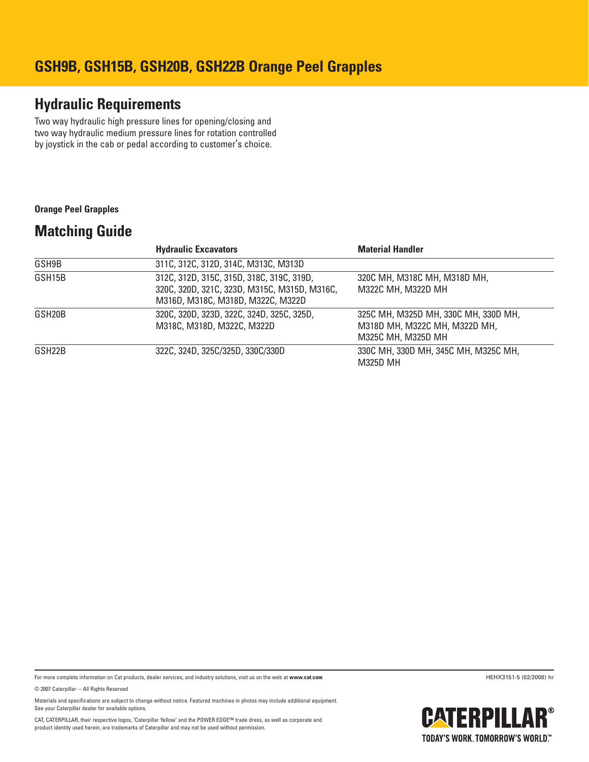# GSH9B, GSH15B, GSH20B, GSH22B Orange Peel Grapples

## Hydraulic Requirements

Two way hydraulic high pressure lines for opening/closing and two way hydraulic medium pressure lines for rotation controlled by joystick in the cab or pedal according to customer's choice.

**Orange Peel Grapples**

## Matching Guide

| | Hydraulic Excavators | Material Handler |
|---|---|---|
| GSH9B | 311C, 312C, 312D, 314C, M313C, M313D | |
| GSH15B | 312C, 312D, 315C, 315D, 318C, 319C, 319D, 320C, 320D, 321C, 323D, M315C, M315D, M316C, M316D, M318C, M318D, M322C, M322D | 320C MH, M318C MH, M318D MH, M322C MH, M322D MH |
| GSH20B | 320C, 320D, 323D, 322C, 324D, 325C, 325D, M318C, M318D, M322C, M322D | 325C MH, M325D MH, 330C MH, 330D MH, M318D MH, M322C MH, M322D MH, M325C MH, M325D MH |
| GSH22B | 322C, 324D, 325C/325D, 330C/330D | 330C MH, 330D MH, 345C MH, M325C MH, M325D MH |

For more complete information on Cat products, dealer services, and industry solutions, visit us on the web at **www.cat.com**

HEHX3151-5 (02/2008) hr

© 2007 Caterpillar -- All Rights Reserved

Materials and specifications are subject to change without notice. Featured machines in photos may include additional equipment. See your Caterpillar dealer for available options.

CAT, CATERPILLAR, their respective logos, "Caterpillar Yellow" and the POWER EDGE™ trade dress, as well as corporate and product identity used herein, are trademarks of Caterpillar and may not be used without permission.

CATERPILLAR®

TODAY'S WORK. TOMORROW'S WORLD.™